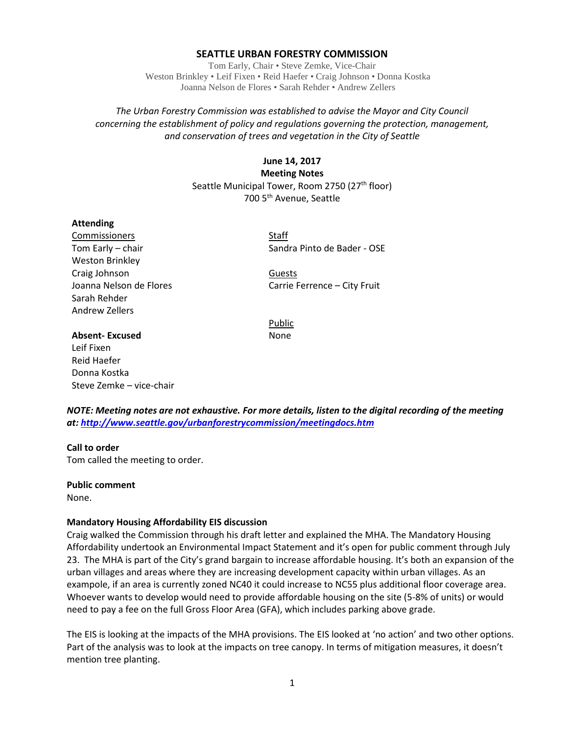# SEATTLE URBAN FORESTRY COMMISSION

Tom Early, Chair • Steve Zemke, Vice-Chair
Weston Brinkley • Leif Fixen • Reid Haefer • Craig Johnson • Donna Kostka
Joanna Nelson de Flores • Sarah Rehder • Andrew Zellers

*The Urban Forestry Commission was established to advise the Mayor and City Council concerning the establishment of policy and regulations governing the protection, management, and conservation of trees and vegetation in the City of Seattle*

**June 14, 2017**
**Meeting Notes**
Seattle Municipal Tower, Room 2750 (27th floor)
700 5th Avenue, Seattle

**Attending**

Commissioners
Tom Early – chair
Weston Brinkley
Craig Johnson
Joanna Nelson de Flores
Sarah Rehder
Andrew Zellers

Staff
Sandra Pinto de Bader - OSE

Guests
Carrie Ferrence – City Fruit

Public
None

**Absent- Excused**
Leif Fixen
Reid Haefer
Donna Kostka
Steve Zemke – vice-chair

***NOTE: Meeting notes are not exhaustive. For more details, listen to the digital recording of the meeting at: http://www.seattle.gov/urbanforestrycommission/meetingdocs.htm***

**Call to order**
Tom called the meeting to order.

**Public comment**
None.

**Mandatory Housing Affordability EIS discussion**
Craig walked the Commission through his draft letter and explained the MHA. The Mandatory Housing Affordability undertook an Environmental Impact Statement and it's open for public comment through July 23. The MHA is part of the City's grand bargain to increase affordable housing. It's both an expansion of the urban villages and areas where they are increasing development capacity within urban villages. As an exampole, if an area is currently zoned NC40 it could increase to NC55 plus additional floor coverage area. Whoever wants to develop would need to provide affordable housing on the site (5-8% of units) or would need to pay a fee on the full Gross Floor Area (GFA), which includes parking above grade.

The EIS is looking at the impacts of the MHA provisions. The EIS looked at 'no action' and two other options. Part of the analysis was to look at the impacts on tree canopy. In terms of mitigation measures, it doesn't mention tree planting.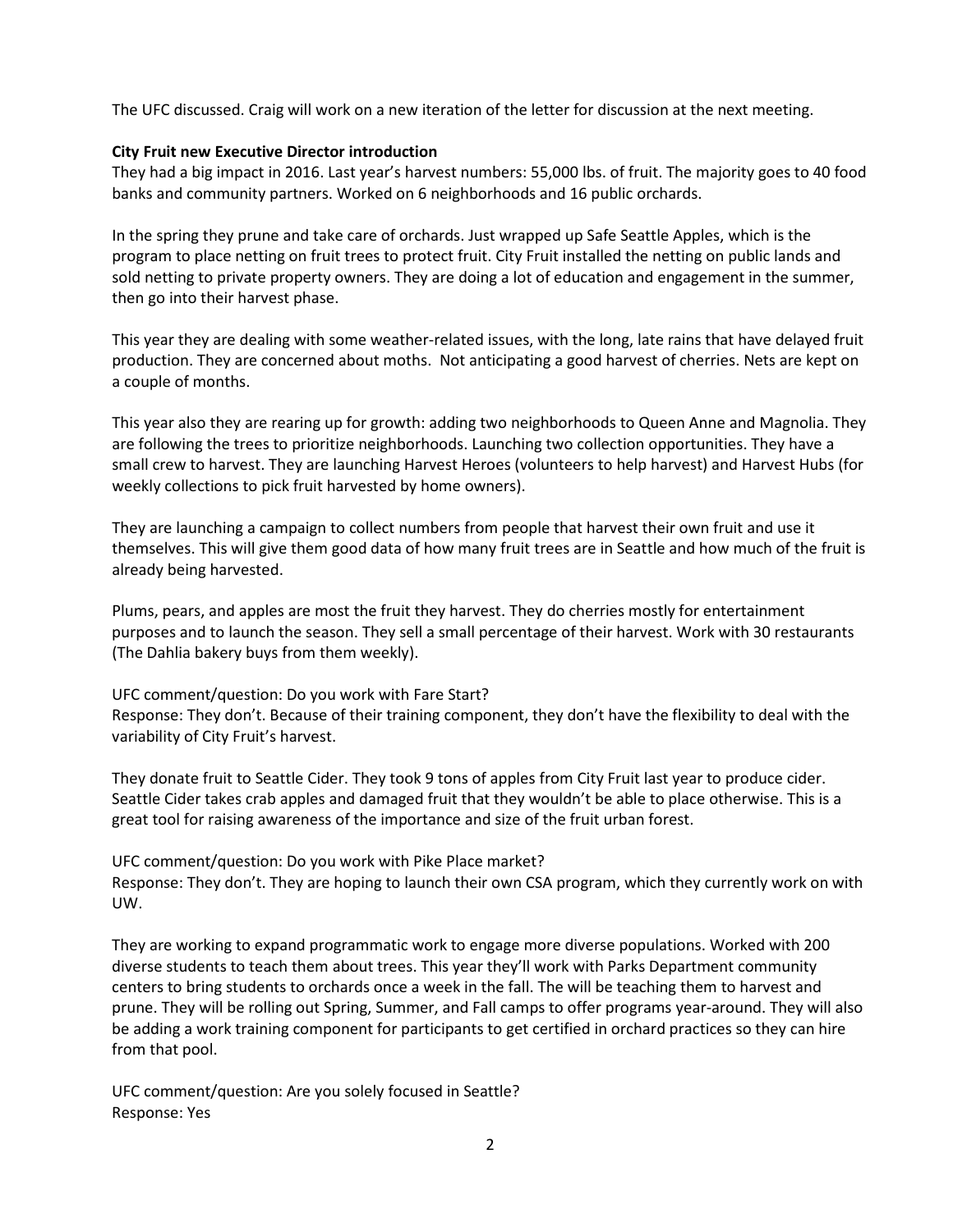The UFC discussed. Craig will work on a new iteration of the letter for discussion at the next meeting.

**City Fruit new Executive Director introduction**

They had a big impact in 2016. Last year's harvest numbers: 55,000 lbs. of fruit. The majority goes to 40 food banks and community partners. Worked on 6 neighborhoods and 16 public orchards.

In the spring they prune and take care of orchards. Just wrapped up Safe Seattle Apples, which is the program to place netting on fruit trees to protect fruit. City Fruit installed the netting on public lands and sold netting to private property owners. They are doing a lot of education and engagement in the summer, then go into their harvest phase.

This year they are dealing with some weather-related issues, with the long, late rains that have delayed fruit production. They are concerned about moths. Not anticipating a good harvest of cherries. Nets are kept on a couple of months.

This year also they are rearing up for growth: adding two neighborhoods to Queen Anne and Magnolia. They are following the trees to prioritize neighborhoods. Launching two collection opportunities. They have a small crew to harvest. They are launching Harvest Heroes (volunteers to help harvest) and Harvest Hubs (for weekly collections to pick fruit harvested by home owners).

They are launching a campaign to collect numbers from people that harvest their own fruit and use it themselves. This will give them good data of how many fruit trees are in Seattle and how much of the fruit is already being harvested.

Plums, pears, and apples are most the fruit they harvest. They do cherries mostly for entertainment purposes and to launch the season. They sell a small percentage of their harvest. Work with 30 restaurants (The Dahlia bakery buys from them weekly).

UFC comment/question: Do you work with Fare Start?
Response: They don't. Because of their training component, they don't have the flexibility to deal with the variability of City Fruit's harvest.

They donate fruit to Seattle Cider. They took 9 tons of apples from City Fruit last year to produce cider. Seattle Cider takes crab apples and damaged fruit that they wouldn't be able to place otherwise. This is a great tool for raising awareness of the importance and size of the fruit urban forest.

UFC comment/question: Do you work with Pike Place market?
Response: They don't. They are hoping to launch their own CSA program, which they currently work on with UW.

They are working to expand programmatic work to engage more diverse populations. Worked with 200 diverse students to teach them about trees. This year they'll work with Parks Department community centers to bring students to orchards once a week in the fall. The will be teaching them to harvest and prune. They will be rolling out Spring, Summer, and Fall camps to offer programs year-around. They will also be adding a work training component for participants to get certified in orchard practices so they can hire from that pool.

UFC comment/question: Are you solely focused in Seattle?
Response: Yes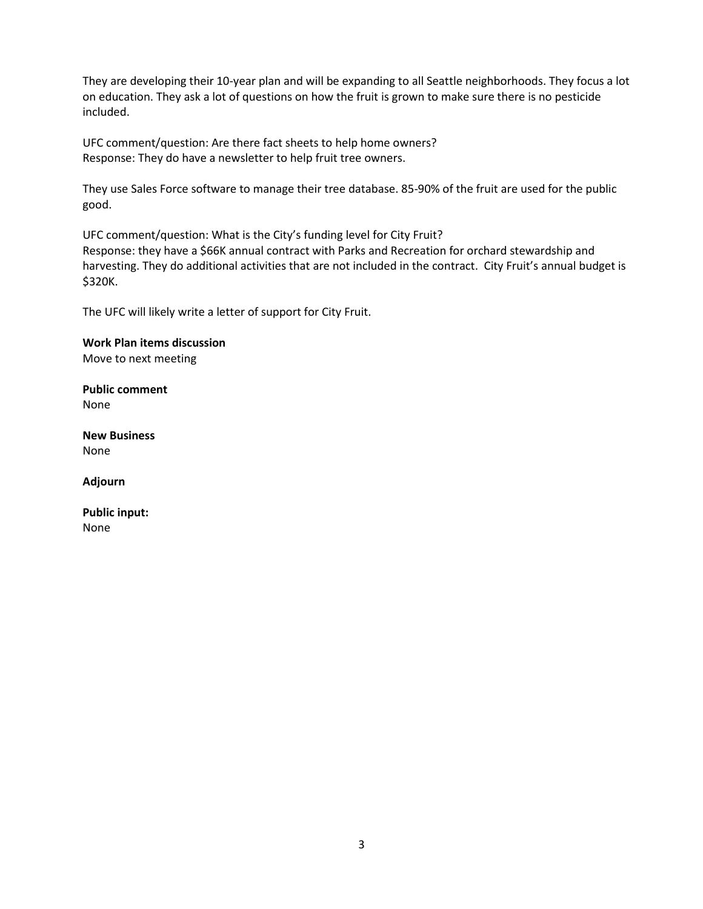They are developing their 10-year plan and will be expanding to all Seattle neighborhoods. They focus a lot on education. They ask a lot of questions on how the fruit is grown to make sure there is no pesticide included.

UFC comment/question: Are there fact sheets to help home owners?
Response: They do have a newsletter to help fruit tree owners.

They use Sales Force software to manage their tree database. 85-90% of the fruit are used for the public good.

UFC comment/question: What is the City's funding level for City Fruit?
Response: they have a $66K annual contract with Parks and Recreation for orchard stewardship and harvesting. They do additional activities that are not included in the contract. City Fruit's annual budget is $320K.

The UFC will likely write a letter of support for City Fruit.

**Work Plan items discussion**
Move to next meeting

**Public comment**
None

**New Business**
None

**Adjourn**

**Public input:**
None